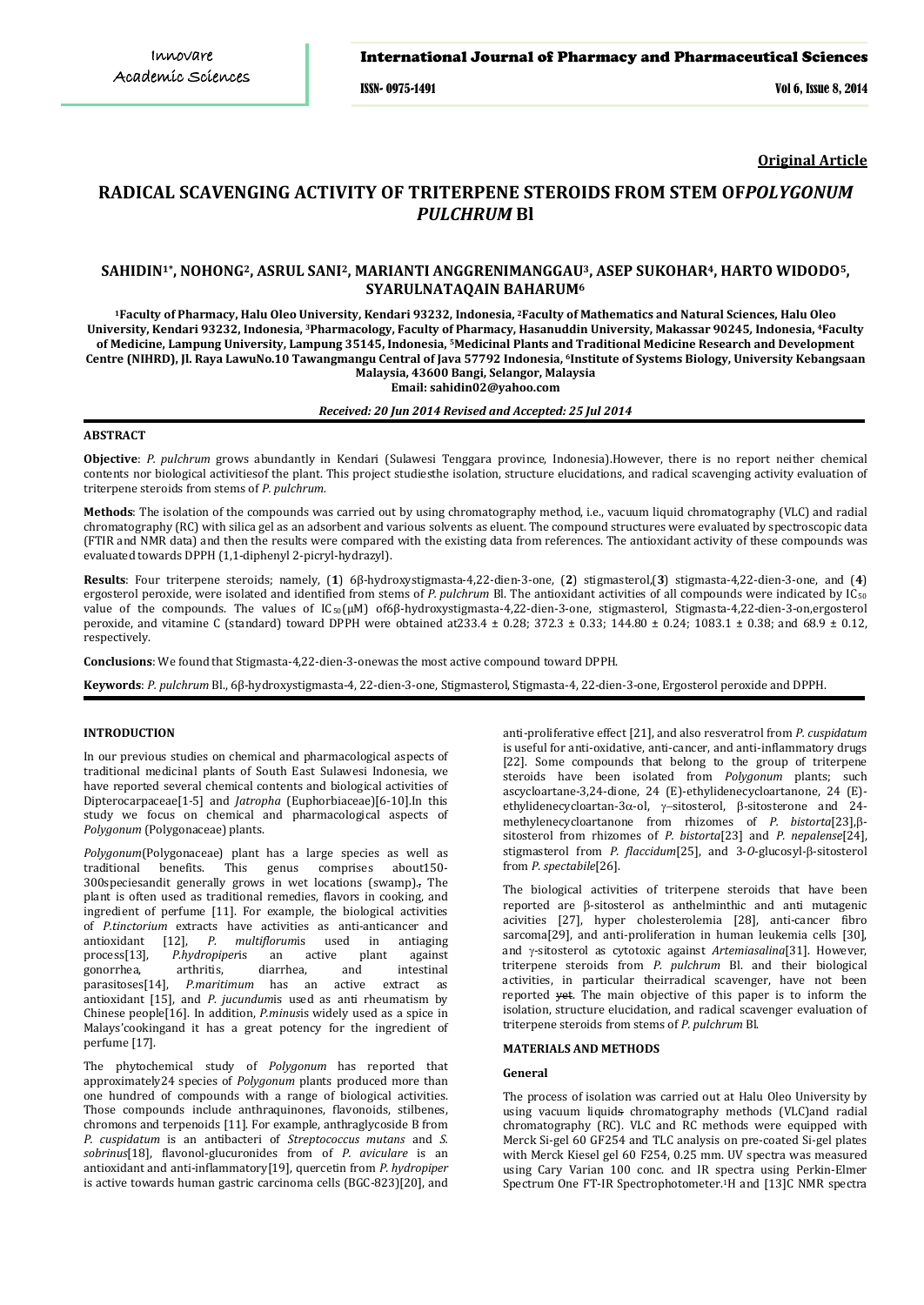**Original Article**

# RADICAL SCAVENGING ACTIVITY OF TRITERPENE STEROIDS FROM STEM OF*POLYGONUM PULCHRUM* Bl

### SAHIDIN[1*], NOHONG[2], ASRUL SANI[2], MARIANTI ANGGRENIMANGGAU[3], ASEP SUKOHAR[4], HARTO WIDODO[5], SYARULNATAQAIN BAHARUM[6]

**[1]Faculty of Pharmacy, Halu Oleo University, Kendari 93232, Indonesia, [2]Faculty of Mathematics and Natural Sciences, Halu Oleo University, Kendari 93232, Indonesia, [3]Pharmacology, Faculty of Pharmacy, Hasanuddin University, Makassar 90245, Indonesia, [4]Faculty of Medicine, Lampung University, Lampung 35145, Indonesia, [5]Medicinal Plants and Traditional Medicine Research and Development Centre (NIHRD), Jl. Raya LawuNo.10 Tawangmangu Central of Java 57792 Indonesia, [6]Institute of Systems Biology, University Kebangsaan Malaysia, 43600 Bangi, Selangor, Malaysia**
**Email: sahidin02@yahoo.com**

***Received: 20 Jun 2014 Revised and Accepted: 25 Jul 2014***

## ABSTRACT

**Objective**: *P. pulchrum* grows abundantly in Kendari (Sulawesi Tenggara province, Indonesia).However, there is no report neither chemical contents nor biological activitiesof the plant. This project studiesthe isolation, structure elucidations, and radical scavenging activity evaluation of triterpene steroids from stems of *P. pulchrum*.

**Methods**: The isolation of the compounds was carried out by using chromatography method, i.e., vacuum liquid chromatography (VLC) and radial chromatography (RC) with silica gel as an adsorbent and various solvents as eluent. The compound structures were evaluated by spectroscopic data (FTIR and NMR data) and then the results were compared with the existing data from references. The antioxidant activity of these compounds was evaluated towards DPPH (1,1-diphenyl 2-picryl-hydrazyl).

**Results**: Four triterpene steroids; namely, (**1**) 6β-hydroxystigmasta-4,22-dien-3-one, (**2**) stigmasterol,(**3**) stigmasta-4,22-dien-3-one, and (**4**) ergosterol peroxide, were isolated and identified from stems of *P. pulchrum* Bl. The antioxidant activities of all compounds were indicated by $IC_{50}$ value of the compounds. The values of $IC_{50}$(μM) of6β-hydroxystigmasta-4,22-dien-3-one, stigmasterol, Stigmasta-4,22-dien-3-on,ergosterol peroxide, and vitamine C (standard) toward DPPH were obtained at233.4 ± 0.28; 372.3 ± 0.33; 144.80 ± 0.24; 1083.1 ± 0.38; and 68.9 ± 0.12, respectively.

**Conclusions**: We found that Stigmasta-4,22-dien-3-onewas the most active compound toward DPPH.

**Keywords**: *P. pulchrum* Bl., 6β-hydroxystigmasta-4, 22-dien-3-one, Stigmasterol, Stigmasta-4, 22-dien-3-one, Ergosterol peroxide and DPPH.

## INTRODUCTION

In our previous studies on chemical and pharmacological aspects of traditional medicinal plants of South East Sulawesi Indonesia, we have reported several chemical contents and biological activities of Dipterocarpaceae[1-5] and *Jatropha* (Euphorbiaceae)[6-10].In this study we focus on chemical and pharmacological aspects of *Polygonum* (Polygonaceae) plants.

*Polygonum*(Polygonaceae) plant has a large species as well as traditional benefits. This genus comprises about150-300speciesandit generally grows in wet locations (swamp)., The plant is often used as traditional remedies, flavors in cooking, and ingredient of perfume [11]. For example, the biological activities of *P.tinctorium* extracts have activities as anti-anticancer and antioxidant [12], *P. multiflorum*is used in antiaging process[13], *P.hydropiper*is an active plant against gonorrhea, arthritis, diarrhea, and intestinal parasitoses[14], *P.maritimum* has an active extract as antioxidant [15], and *P. jucundum*is used as anti rheumatism by Chinese people[16]. In addition, *P.minus*is widely used as a spice in Malays'cookingand it has a great potency for the ingredient of perfume [17].

The phytochemical study of *Polygonum* has reported that approximately24 species of *Polygonum* plants produced more than one hundred of compounds with a range of biological activities. Those compounds include anthraquinones, flavonoids, stilbenes, chromons and terpenoids [11]. For example, anthraglycoside B from *P. cuspidatum* is an antibacteri of *Streptococcus mutans* and *S. sobrinus*[18], flavonol-glucuronides from of *P. aviculare* is an antioxidant and anti-inflammatory[19], quercetin from *P. hydropiper* is active towards human gastric carcinoma cells (BGC-823)[20], and anti-proliferative effect [21], and also resveratrol from *P. cuspidatum* is useful for anti-oxidative, anti-cancer, and anti-inflammatory drugs [22]. Some compounds that belong to the group of triterpene steroids have been isolated from *Polygonum* plants; such ascycloartane-3,24-dione, 24 (E)-ethylidenecycloartanone, 24 (E)-ethylidenecycloartan-3α-ol, γ–sitosterol, β-sitosterone and 24-methylenecycloartanone from rhizomes of *P. bistorta*[23],β-sitosterol from rhizomes of *P. bistorta*[23] and *P. nepalense*[24], stigmasterol from *P. flaccidum*[25], and 3-*O*-glucosyl-β-sitosterol from *P. spectabile*[26].

The biological activities of triterpene steroids that have been reported are β-sitosterol as anthelminthic and anti mutagenic acivities [27], hyper cholesterolemia [28], anti-cancer fibro sarcoma[29], and anti-proliferation in human leukemia cells [30], and γ-sitosterol as cytotoxic against *Artemiasalina*[31]. However, triterpene steroids from *P. pulchrum* Bl. and their biological activities, in particular theirradical scavenger, have not been reported ~~yet~~. The main objective of this paper is to inform the isolation, structure elucidation, and radical scavenger evaluation of triterpene steroids from stems of *P. pulchrum* Bl.

## MATERIALS AND METHODS

### General

The process of isolation was carried out at Halu Oleo University by using vacuum liquid~~s~~ chromatography methods (VLC)and radial chromatography (RC). VLC and RC methods were equipped with Merck Si-gel 60 GF254 and TLC analysis on pre-coated Si-gel plates with Merck Kiesel gel 60 F254, 0.25 mm. UV spectra was measured using Cary Varian 100 conc. and IR spectra using Perkin-Elmer Spectrum One FT-IR Spectrophotometer.[1]H and [13]C NMR spectra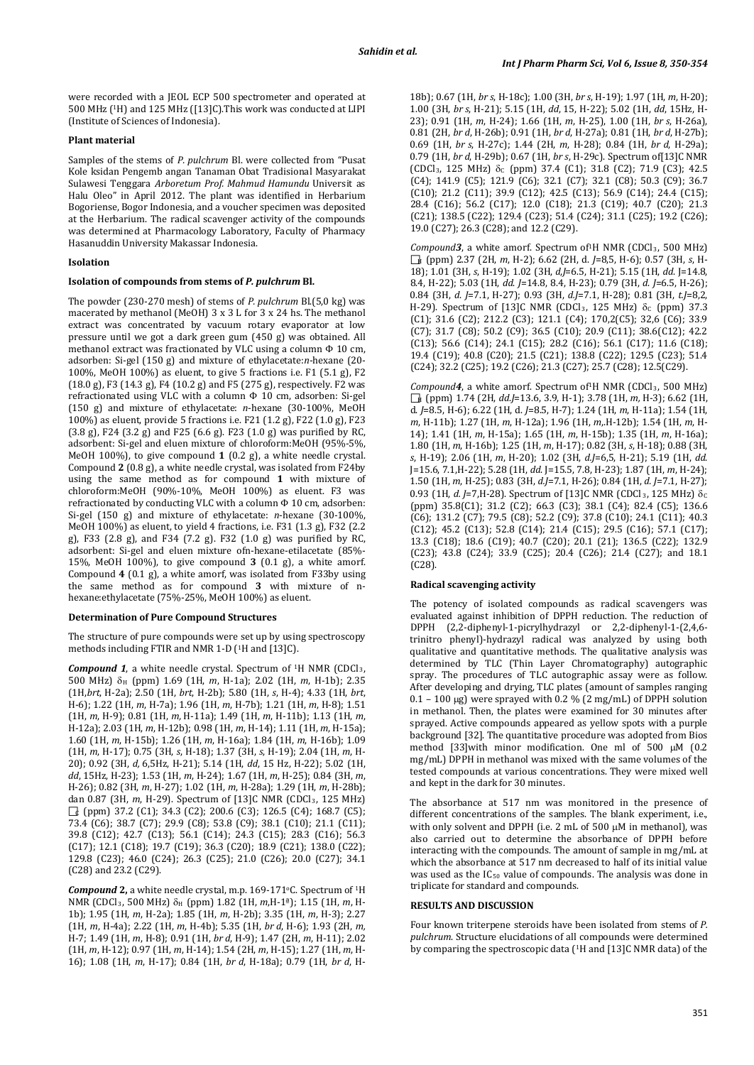were recorded with a JEOL ECP 500 spectrometer and operated at 500 MHz ([1]H) and 125 MHz ([13]C).This work was conducted at LIPI (Institute of Sciences of Indonesia).

### Plant material

Samples of the stems of *P. pulchrum* Bl. were collected from "Pusat Kole ksidan Pengemb angan Tanaman Obat Tradisional Masyarakat Sulawesi Tenggara *Arboretum Prof. Mahmud Hamundu* Universit as Halu Oleo" in April 2012. The plant was identified in Herbarium Bogoriense, Bogor Indonesia, and a voucher specimen was deposited at the Herbarium. The radical scavenger activity of the compounds was determined at Pharmacology Laboratory, Faculty of Pharmacy Hasanuddin University Makassar Indonesia.

### Isolation

#### Isolation of compounds from stems of *P. pulchrum* Bl.

The powder (230-270 mesh) of stems of *P. pulchrum* Bl.(5,0 kg) was macerated by methanol (MeOH) 3 x 3 L for 3 x 24 hs. The methanol extract was concentrated by vacuum rotary evaporator at low pressure until we got a dark green gum (450 g) was obtained. All methanol extract was fractionated by VLC using a column Φ 10 cm, adsorben: Si-gel (150 g) and mixture of ethylacetate:*n*-hexane (20-100%, MeOH 100%) as eluent, to give 5 fractions i.e. F1 (5.1 g), F2 (18.0 g), F3 (14.3 g), F4 (10.2 g) and F5 (275 g), respectively. F2 was refractionated using VLC with a column Φ 10 cm, adsorben: Si-gel (150 g) and mixture of ethylacetate: *n*-hexane (30-100%, MeOH 100%) as eluent, provide 5 fractions i.e. F21 (1.2 g), F22 (1.0 g), F23 (3.8 g), F24 (3.2 g) and F25 (6.6 g). F23 (1.0 g) was purified by RC, adsorbent: Si-gel and eluen mixture of chloroform:MeOH (95%-5%, MeOH 100%), to give compound **1** (0.2 g), a white needle crystal. Compound **2** (0.8 g), a white needle crystal, was isolated from F24by using the same method as for compound **1** with mixture of chloroform:MeOH (90%-10%, MeOH 100%) as eluent. F3 was refractionated by conducting VLC with a column Φ 10 cm, adsorben: Si-gel (150 g) and mixture of ethylacetate: *n*-hexane (30-100%, MeOH 100%) as eluent, to yield 4 fractions, i.e. F31 (1.3 g), F32 (2.2 g), F33 (2.8 g), and F34 (7.2 g). F32 (1.0 g) was purified by RC, adsorbent: Si-gel and eluen mixture of*n*-hexane-etilacetate (85%-15%, MeOH 100%), to give compound **3** (0.1 g), a white amorf. Compound **4** (0.1 g), a white amorf, was isolated from F33by using the same method as for compound **3** with mixture of n-hexane:ethylacetate (75%-25%, MeOH 100%) as eluent.

### Determination of Pure Compound Structures

The structure of pure compounds were set up by using spectroscopy methods including FTIR and NMR 1-D ([1]H and [13]C).

***Compound 1***, a white needle crystal. Spectrum of [1]H NMR ($CDCl_3$, 500 MHz) $\delta_H$ (ppm) 1.69 (1H, *m*, H-1a); 2.02 (1H, *m*, H-1b); 2.35 (1H,*brt*, H-2a); 2.50 (1H, *brt*, H-2b); 5.80 (1H, *s*, H-4); 4.33 (1H, *brt*, H-6); 1.22 (1H, *m*, H-7a); 1.96 (1H, *m*, H-7b); 1.21 (1H, *m*, H-8); 1.51 (1H, *m*, H-9); 0.81 (1H, *m*, H-11a); 1.49 (1H, *m*, H-11b); 1.13 (1H, *m*, H-12a); 2.03 (1H, *m*, H-12b); 0.98 (1H, *m*, H-14); 1.11 (1H, *m*, H-15a); 1.60 (1H, *m*, H-15b); 1.26 (1H, *m*, H-16a); 1.84 (1H, *m*, H-16b); 1.09 (1H, *m*, H-17); 0.75 (3H, *s*, H-18); 1.37 (3H, *s*, H-19); 2.04 (1H, *m*, H-20); 0.92 (3H, *d*, 6,5Hz, H-21); 5.14 (1H, *dd*, 15 Hz, H-22); 5.02 (1H, *dd*, 15Hz, H-23); 1.53 (1H, *m*, H-24); 1.67 (1H, *m*, H-25); 0.84 (3H, *m*, H-26); 0.82 (3H, *m*, H-27); 1.02 (1H, *m*, H-28a); 1.29 (1H, *m*, H-28b); dan 0.87 (3H, *m*, H-29). Spectrum of [13]C NMR ($CDCl_3$, 125 MHz) $\delta_C$ (ppm) 37.2 (C1); 34.3 (C2); 200.6 (C3); 126.5 (C4); 168.7 (C5); 73.4 (C6); 38.7 (C7); 29.9 (C8); 53.8 (C9); 38.1 (C10); 21.1 (C11); 39.8 (C12); 42.7 (C13); 56.1 (C14); 24.3 (C15); 28.3 (C16); 56.3 (C17); 12.1 (C18); 19.7 (C19); 36.3 (C20); 18.9 (C21); 138.0 (C22); 129.8 (C23); 46.0 (C24); 26.3 (C25); 21.0 (C26); 20.0 (C27); 34.1 (C28) and 23.2 (C29).

***Compound 2***, a white needle crystal, m.p. 169-171°C. Spectrum of [1]H NMR ($CDCl_3$, 500 MHz) $\delta_H$ (ppm) 1.82 (1H, *m*,H-1[a]); 1.15 (1H, *m*, H-1b); 1.95 (1H, *m*, H-2a); 1.85 (1H, *m*, H-2b); 3.35 (1H, *m*, H-3); 2.27 (1H, *m*, H-4a); 2.22 (1H, *m*, H-4b); 5.35 (1H, *br d*, H-6); 1.93 (2H, *m*, H-7; 1.49 (1H, *m*, H-8); 0.91 (1H, *br d*, H-9); 1.47 (2H, *m*, H-11); 2.02 (1H, *m*, H-12); 0.97 (1H, *m*, H-14); 1.54 (2H, *m*, H-15); 1.27 (1H, *m*, H-16); 1.08 (1H, *m*, H-17); 0.84 (1H, *br d*, H-18a); 0.79 (1H, *br d*, H-18b); 0.67 (1H, *br s*, H-18c); 1.00 (3H, *br s*, H-19); 1.97 (1H, *m*, H-20); 1.00 (3H, *br s*, H-21); 5.15 (1H, *dd*, 15, H-22); 5.02 (1H, *dd*, 15Hz, H-23); 0.91 (1H, *m*, H-24); 1.66 (1H, *m*, H-25), 1.00 (1H, *br s*, H-26a), 0.81 (2H, *br d*, H-26b); 0.91 (1H, *br d*, H-27a); 0.81 (1H, *br d*, H-27b); 0.69 (1H, *br s*, H-27c); 1.44 (2H, *m*, H-28); 0.84 (1H, *br d*, H-29a); 0.79 (1H, *br d*, H-29b); 0.67 (1H, *br s*, H-29c). Spectrum of[13]C NMR ($CDCl_3$, 125 MHz) $\delta_C$ (ppm) 37.4 (C1); 31.8 (C2); 71.9 (C3); 42.5 (C4); 141.9 (C5); 121.9 (C6); 32.1 (C7); 32.1 (C8); 50.3 (C9); 36.7 (C10); 21.2 (C11); 39.9 (C12); 42.5 (C13); 56.9 (C14); 24.4 (C15); 28.4 (C16); 56.2 (C17); 12.0 (C18); 21.3 (C19); 40.7 (C20); 21.3 (C21); 138.5 (C22); 129.4 (C23); 51.4 (C24); 31.1 (C25); 19.2 (C26); 19.0 (C27); 26.3 (C28); and 12.2 (C29).

*Compound3*, a white amorf. Spectrum of[1]H NMR ($CDCl_3$, 500 MHz) $\delta_H$ (ppm) 2.37 (2H, *m*, H-2); 6.62 (2H, d, *J*=8,5, H-6); 0.57 (3H, *s*, H-18); 1.01 (3H, *s*, H-19); 1.02 (3H, *d,J*=6.5, H-21); 5.15 (1H, *dd*. J=14.8, 8.4, H-22); 5.03 (1H, *dd*. *J*=14.8, 8.4, H-23); 0.79 (3H, *d*. *J*=6.5, H-26); 0.84 (3H, *d*. *J*=7.1, H-27); 0.93 (3H, *d.J*=7.1, H-28); 0.81 (3H, *t.J*=8,2, H-29). Spectrum of [13]C NMR ($CDCl_3$, 125 MHz) $\delta_C$ (ppm) 37.3 (C1); 31.6 (C2); 212.2 (C3); 121.1 (C4); 170,2(C5); 32,6 (C6); 33.9 (C7); 31.7 (C8); 50.2 (C9); 36.5 (C10); 20.9 (C11); 38.6(C12); 42.2 (C13); 56.6 (C14); 24.1 (C15); 28.2 (C16); 56.1 (C17); 11.6 (C18); 19.4 (C19); 40.8 (C20); 21.5 (C21); 138.8 (C22); 129.5 (C23); 51.4 (C24); 32.2 (C25); 19.2 (C26); 21.3 (C27); 25.7 (C28); 12.5(C29).

*Compound4*, a white amorf. Spectrum of[1]H NMR ($CDCl_3$, 500 MHz) $\delta_H$ (ppm) 1.74 (2H, *dd,J*=13.6, 3.9, H-1); 3.78 (1H, *m*, H-3); 6.62 (1H, d. *J*=8.5, H-6); 6.22 (1H, d. *J*=8.5, H-7); 1.24 (1H, *m*, H-11a); 1.54 (1H, *m*, H-11b); 1.27 (1H, *m*, H-12a); 1.96 (1H, *m*,.H-12b); 1.54 (1H, *m*, H-14); 1.41 (1H, *m*, H-15a); 1.65 (1H, *m*, H-15b); 1.35 (1H, *m*, H-16a); 1.80 (1H, *m*, H-16b); 1.25 (1H, *m*, H-17); 0.82 (3H, *s*, H-18); 0.88 (3H, *s*, H-19); 2.06 (1H, *m*, H-20); 1.02 (3H, *d,J*=6,5, H-21); 5.19 (1H, *dd*. J=15.6, 7.1,H-22); 5.28 (1H, *dd*. J=15.5, 7.8, H-23); 1.87 (1H, *m*, H-24); 1.50 (1H, *m*, H-25); 0.83 (3H, *d,J*=7.1, H-26); 0.84 (1H, *d*. *J*=7.1, H-27); 0.93 (1H, *d*. *J*=7,H-28). Spectrum of [13]C NMR ($CDCl_3$, 125 MHz) $\delta_C$ (ppm) 35.8(C1); 31.2 (C2); 66.3 (C3); 38.1 (C4); 82.4 (C5); 136.6 (C6); 131.2 (C7); 79.5 (C8); 52.2 (C9); 37.8 (C10); 24.1 (C11); 40.3 (C12); 45.2 (C13); 52.8 (C14); 21.4 (C15); 29.5 (C16); 57.1 (C17); 13.3 (C18); 18.6 (C19); 40.7 (C20); 20.1 (21); 136.5 (C22); 132.9 (C23); 43.8 (C24); 33.9 (C25); 20.4 (C26); 21.4 (C27); and 18.1 (C28).

### Radical scavenging activity

The potency of isolated compounds as radical scavengers was evaluated against inhibition of DPPH reduction. The reduction of DPPH (2,2-diphenyl-1-picrylhydrazyl or 2,2-diphenyl-1-(2,4,6-trinitro phenyl)-hydrazyl radical was analyzed by using both qualitative and quantitative methods. The qualitative analysis was determined by TLC (Thin Layer Chromatography) autographic spray. The procedures of TLC autographic assay were as follow. After developing and drying, TLC plates (amount of samples ranging 0.1 – 100 μg) were sprayed with 0.2 % (2 mg/mL) of DPPH solution in methanol. Then, the plates were examined for 30 minutes after sprayed. Active compounds appeared as yellow spots with a purple background [32]. The quantitative procedure was adopted from Bios method [33]with minor modification. One ml of 500 μM (0.2 mg/mL) DPPH in methanol was mixed with the same volumes of the tested compounds at various concentrations. They were mixed well and kept in the dark for 30 minutes.

The absorbance at 517 nm was monitored in the presence of different concentrations of the samples. The blank experiment, i.e., with only solvent and DPPH (i.e. 2 mL of 500 μM in methanol), was also carried out to determine the absorbance of DPPH before interacting with the compounds. The amount of sample in mg/mL at which the absorbance at 517 nm decreased to half of its initial value was used as the $IC_{50}$ value of compounds. The analysis was done in triplicate for standard and compounds.

## RESULTS AND DISCUSSION

Four known triterpene steroids have been isolated from stems of *P. pulchrum*. Structure elucidations of all compounds were determined by comparing the spectroscopic data ([1]H and [13]C NMR data) of the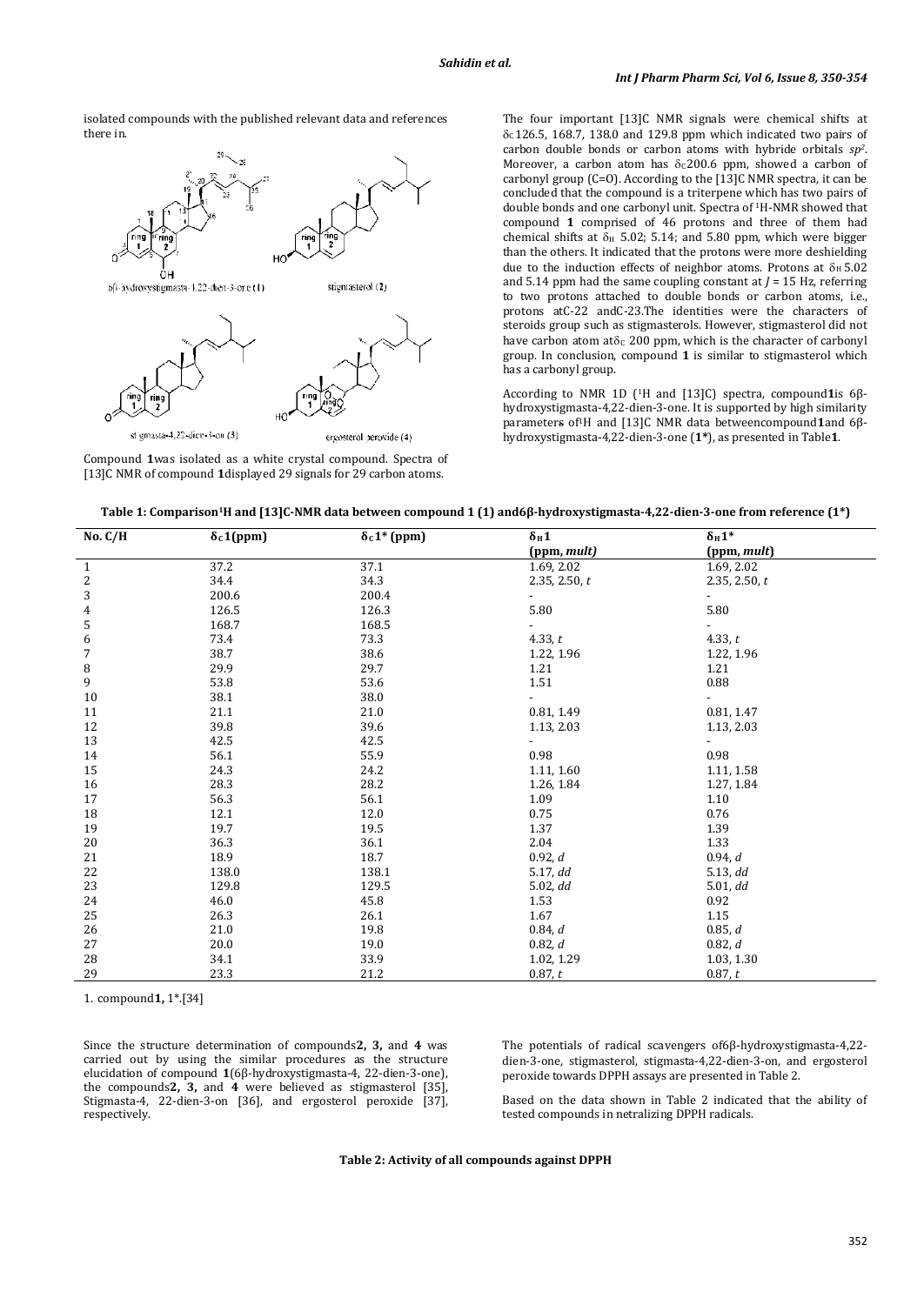isolated compounds with the published relevant data and references there in.

6β-hydroxystigmasta-4,22-dien-3-one (1)

stigmasterol (2)

stigmasta-4,22-dien-3-on (3)

ergosterol peroxide (4)

Compound **1** was isolated as a white crystal compound. Spectra of [13]C NMR of compound **1** displayed 29 signals for 29 carbon atoms.

The four important [13]C NMR signals were chemical shifts at $\delta_C$ 126.5, 168.7, 138.0 and 129.8 ppm which indicated two pairs of carbon double bonds or carbon atoms with hybride orbitals $sp^2$. Moreover, a carbon atom has $\delta_C$ 200.6 ppm, showed a carbon of carbonyl group (C=O). According to the [13]C NMR spectra, it can be concluded that the compound is a triterpene which has two pairs of double bonds and one carbonyl unit. Spectra of [1]H-NMR showed that compound **1** comprised of 46 protons and three of them had chemical shifts at $\delta_H$ 5.02; 5.14; and 5.80 ppm, which were bigger than the others. It indicated that the protons were more deshielding due to the induction effects of neighbor atoms. Protons at $\delta_H$ 5.02 and 5.14 ppm had the same coupling constant at $J$ = 15 Hz, referring to two protons attached to double bonds or carbon atoms, i.e., protons atC-22 andC-23.The identities were the characters of steroids group such as stigmasterols. However, stigmasterol did not have carbon atom at $\delta_C$ 200 ppm, which is the character of carbonyl group. In conclusion, compound **1** is similar to stigmasterol which has a carbonyl group.

According to NMR 1D ([1]H and [13]C) spectra, compound **1** is 6β-hydroxystigmasta-4,22-dien-3-one. It is supported by high similarity parameters of [1]H and [13]C NMR data between compound **1** and 6β-hydroxystigmasta-4,22-dien-3-one (**1***), as presented in Table **1**.

**Table 1: Comparison [1]H and [13]C-NMR data between compound 1 (1) and 6β-hydroxystigmasta-4,22-dien-3-one from reference (1*)**

| No. C/H | $\delta_C$ 1(ppm) | $\delta_C$ 1* (ppm) | $\delta_H$ 1 (ppm, *mult*) | $\delta_H$ 1* (ppm, *mult*) |
|---|---|---|---|---|
| 1 | 37.2 | 37.1 | 1.69, 2.02 | 1.69, 2.02 |
| 2 | 34.4 | 34.3 | 2.35, 2.50, *t* | 2.35, 2.50, *t* |
| 3 | 200.6 | 200.4 | - | - |
| 4 | 126.5 | 126.3 | 5.80 | 5.80 |
| 5 | 168.7 | 168.5 | - | - |
| 6 | 73.4 | 73.3 | 4.33, *t* | 4.33, *t* |
| 7 | 38.7 | 38.6 | 1.22, 1.96 | 1.22, 1.96 |
| 8 | 29.9 | 29.7 | 1.21 | 1.21 |
| 9 | 53.8 | 53.6 | 1.51 | 0.88 |
| 10 | 38.1 | 38.0 | - | - |
| 11 | 21.1 | 21.0 | 0.81, 1.49 | 0.81, 1.47 |
| 12 | 39.8 | 39.6 | 1.13, 2.03 | 1.13, 2.03 |
| 13 | 42.5 | 42.5 | - | - |
| 14 | 56.1 | 55.9 | 0.98 | 0.98 |
| 15 | 24.3 | 24.2 | 1.11, 1.60 | 1.11, 1.58 |
| 16 | 28.3 | 28.2 | 1.26, 1.84 | 1.27, 1.84 |
| 17 | 56.3 | 56.1 | 1.09 | 1.10 |
| 18 | 12.1 | 12.0 | 0.75 | 0.76 |
| 19 | 19.7 | 19.5 | 1.37 | 1.39 |
| 20 | 36.3 | 36.1 | 2.04 | 1.33 |
| 21 | 18.9 | 18.7 | 0.92, *d* | 0.94, *d* |
| 22 | 138.0 | 138.1 | 5.17, *dd* | 5.13, *dd* |
| 23 | 129.8 | 129.5 | 5.02, *dd* | 5.01, *dd* |
| 24 | 46.0 | 45.8 | 1.53 | 0.92 |
| 25 | 26.3 | 26.1 | 1.67 | 1.15 |
| 26 | 21.0 | 19.8 | 0.84, *d* | 0.85, *d* |
| 27 | 20.0 | 19.0 | 0.82, *d* | 0.82, *d* |
| 28 | 34.1 | 33.9 | 1.02, 1.29 | 1.03, 1.30 |
| 29 | 23.3 | 21.2 | 0.87, *t* | 0.87, *t* |

1. compound **1**, 1*.[34]

Since the structure determination of compounds **2, 3,** and **4** was carried out by using the similar procedures as the structure elucidation of compound **1** (6β-hydroxystigmasta-4, 22-dien-3-one), the compounds **2, 3,** and **4** were believed as stigmasterol [35], Stigmasta-4, 22-dien-3-on [36], and ergosterol peroxide [37], respectively.

The potentials of radical scavengers of 6β-hydroxystigmasta-4,22-dien-3-one, stigmasterol, stigmasta-4,22-dien-3-on, and ergosterol peroxide towards DPPH assays are presented in Table 2.

Based on the data shown in Table 2 indicated that the ability of tested compounds in netralizing DPPH radicals.

**Table 2: Activity of all compounds against DPPH**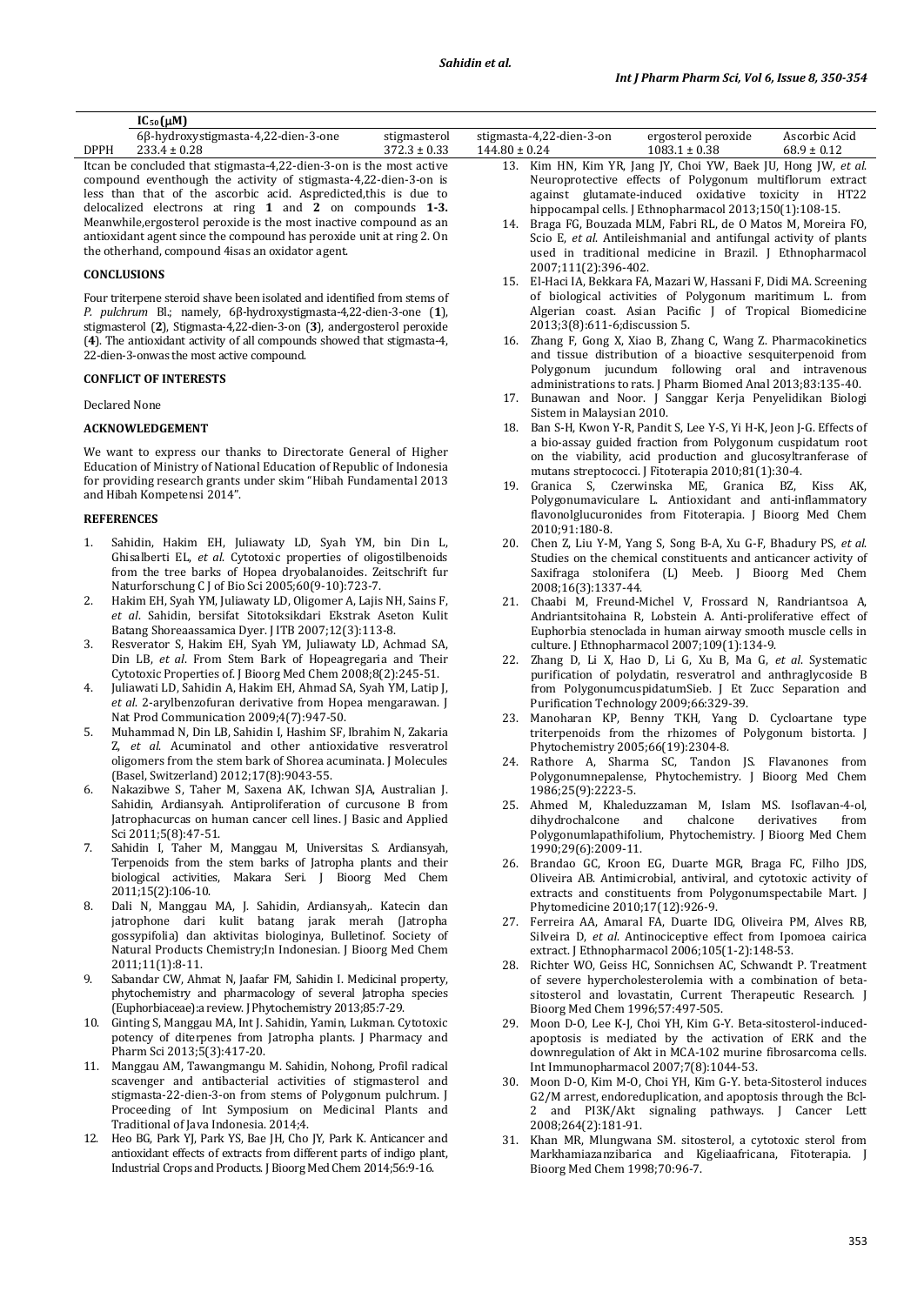| | $IC_{50}$ (μM) | | | | |
|---|---|---|---|---|---|
| | 6β-hydroxystigmasta-4,22-dien-3-one | stigmasterol | stigmasta-4,22-dien-3-on | ergosterol peroxide | Ascorbic Acid |
| DPPH | 233.4 ± 0.28 | 372.3 ± 0.33 | 144.80 ± 0.24 | 1083.1 ± 0.38 | 68.9 ± 0.12 |

Itcan be concluded that stigmasta-4,22-dien-3-on is the most active compound eventhough the activity of stigmasta-4,22-dien-3-on is less than that of the ascorbic acid. Aspredicted,this is due to delocalized electrons at ring **1** and **2** on compounds **1-3.** Meanwhile,ergosterol peroxide is the most inactive compound as an antioxidant agent since the compound has peroxide unit at ring 2. On the otherhand, compound 4isas an oxidator agent.

## CONCLUSIONS

Four triterpene steroid shave been isolated and identified from stems of *P. pulchrum* Bl.; namely, 6β-hydroxystigmasta-4,22-dien-3-one (**1**), stigmasterol (**2**), Stigmasta-4,22-dien-3-on (**3**), andergosterol peroxide (**4**). The antioxidant activity of all compounds showed that stigmasta-4, 22-dien-3-onwas the most active compound.

## CONFLICT OF INTERESTS

Declared None

## ACKNOWLEDGEMENT

We want to express our thanks to Directorate General of Higher Education of Ministry of National Education of Republic of Indonesia for providing research grants under skim "Hibah Fundamental 2013 and Hibah Kompetensi 2014".

## REFERENCES

1. Sahidin, Hakim EH, Juliawaty LD, Syah YM, bin Din L, Ghisalberti EL, *et al*. Cytotoxic properties of oligostilbenoids from the tree barks of Hopea dryobalanoides. Zeitschrift fur Naturforschung C J of Bio Sci 2005;60(9-10):723-7.
2. Hakim EH, Syah YM, Juliawaty LD, Oligomer A, Lajis NH, Sains F, *et al*. Sahidin, bersifat Sitotoksikdari Ekstrak Aseton Kulit Batang Shoreaassamica Dyer. J ITB 2007;12(3):113-8.
3. Resverator S, Hakim EH, Syah YM, Juliawaty LD, Achmad SA, Din LB, *et al*. From Stem Bark of Hopeagregaria and Their Cytotoxic Properties of. J Bioorg Med Chem 2008;8(2):245-51.
4. Juliawati LD, Sahidin A, Hakim EH, Ahmad SA, Syah YM, Latip J, *et al*. 2-arylbenzofuran derivative from Hopea mengarawan. J Nat Prod Communication 2009;4(7):947-50.
5. Muhammad N, Din LB, Sahidin I, Hashim SF, Ibrahim N, Zakaria Z, *et al*. Acuminatol and other antioxidative resveratrol oligomers from the stem bark of Shorea acuminata. J Molecules (Basel, Switzerland) 2012;17(8):9043-55.
6. Nakazibwe S, Taher M, Saxena AK, Ichwan SJA, Australian J. Sahidin, Ardiansyah. Antiproliferation of curcusone B from Jatrophacurcas on human cancer cell lines. J Basic and Applied Sci 2011;5(8):47-51.
7. Sahidin I, Taher M, Manggau M, Universitas S. Ardiansyah, Terpenoids from the stem barks of Jatropha plants and their biological activities, Makara Seri. J Bioorg Med Chem 2011;15(2):106-10.
8. Dali N, Manggau MA, J. Sahidin, Ardiansyah,. Katecin dan jatrophone dari kulit batang jarak merah (Jatropha gossypifolia) dan aktivitas biologinya, Bulletinof. Society of Natural Products Chemistry;In Indonesian. J Bioorg Med Chem 2011;11(1):8-11.
9. Sabandar CW, Ahmat N, Jaafar FM, Sahidin I. Medicinal property, phytochemistry and pharmacology of several Jatropha species (Euphorbiaceae):a review. J Phytochemistry 2013;85:7-29.
10. Ginting S, Manggau MA, Int J. Sahidin, Yamin, Lukman. Cytotoxic potency of diterpenes from Jatropha plants. J Pharmacy and Pharm Sci 2013;5(3):417-20.
11. Manggau AM, Tawangmangu M. Sahidin, Nohong, Profil radical scavenger and antibacterial activities of stigmasterol and stigmasta-22-dien-3-on from stems of Polygonum pulchrum. J Proceeding of Int Symposium on Medicinal Plants and Traditional of Java Indonesia. 2014;4.
12. Heo BG, Park YJ, Park YS, Bae JH, Cho JY, Park K. Anticancer and antioxidant effects of extracts from different parts of indigo plant, Industrial Crops and Products. J Bioorg Med Chem 2014;56:9-16.
13. Kim HN, Kim YR, Jang JY, Choi YW, Baek JU, Hong JW, *et al*. Neuroprotective effects of Polygonum multiflorum extract against glutamate-induced oxidative toxicity in HT22 hippocampal cells. J Ethnopharmacol 2013;150(1):108-15.
14. Braga FG, Bouzada MLM, Fabri RL, de O Matos M, Moreira FO, Scio E, *et al*. Antileishmanial and antifungal activity of plants used in traditional medicine in Brazil. J Ethnopharmacol 2007;111(2):396-402.
15. El-Haci IA, Bekkara FA, Mazari W, Hassani F, Didi MA. Screening of biological activities of Polygonum maritimum L. from Algerian coast. Asian Pacific J of Tropical Biomedicine 2013;3(8):611-6;discussion 5.
16. Zhang F, Gong X, Xiao B, Zhang C, Wang Z. Pharmacokinetics and tissue distribution of a bioactive sesquiterpenoid from Polygonum jucundum following oral and intravenous administrations to rats. J Pharm Biomed Anal 2013;83:135-40.
17. Bunawan and Noor. J Sanggar Kerja Penyelidikan Biologi Sistem in Malaysian 2010.
18. Ban S-H, Kwon Y-R, Pandit S, Lee Y-S, Yi H-K, Jeon J-G. Effects of a bio-assay guided fraction from Polygonum cuspidatum root on the viability, acid production and glucosyltranferase of mutans streptococci. J Fitoterapia 2010;81(1):30-4.
19. Granica S, Czerwinska ME, Granica BZ, Kiss AK, Polygonumaviculare L. Antioxidant and anti-inflammatory flavonolglucuronides from Fitoterapia. J Bioorg Med Chem 2010;91:180-8.
20. Chen Z, Liu Y-M, Yang S, Song B-A, Xu G-F, Bhadury PS, *et al*. Studies on the chemical constituents and anticancer activity of Saxifraga stolonifera (L) Meeb. J Bioorg Med Chem 2008;16(3):1337-44.
21. Chaabi M, Freund-Michel V, Frossard N, Randriantsoa A, Andriantsitohaina R, Lobstein A. Anti-proliferative effect of Euphorbia stenoclada in human airway smooth muscle cells in culture. J Ethnopharmacol 2007;109(1):134-9.
22. Zhang D, Li X, Hao D, Li G, Xu B, Ma G, *et al*. Systematic purification of polydatin, resveratrol and anthraglycoside B from PolygonumcuspidatumSieb. J Et Zucc Separation and Purification Technology 2009;66:329-39.
23. Manoharan KP, Benny TKH, Yang D. Cycloartane type triterpenoids from the rhizomes of Polygonum bistorta. J Phytochemistry 2005;66(19):2304-8.
24. Rathore A, Sharma SC, Tandon JS. Flavanones from Polygonumnepalense, Phytochemistry. J Bioorg Med Chem 1986;25(9):2223-5.
25. Ahmed M, Khaleduzzaman M, Islam MS. Isoflavan-4-ol, dihydrochalcone and chalcone derivatives from Polygonumlapathifolium, Phytochemistry. J Bioorg Med Chem 1990;29(6):2009-11.
26. Brandao GC, Kroon EG, Duarte MGR, Braga FC, Filho JDS, Oliveira AB. Antimicrobial, antiviral, and cytotoxic activity of extracts and constituents from Polygonumspectabile Mart. J Phytomedicine 2010;17(12):926-9.
27. Ferreira AA, Amaral FA, Duarte IDG, Oliveira PM, Alves RB, Silveira D, *et al*. Antinociceptive effect from Ipomoea cairica extract. J Ethnopharmacol 2006;105(1-2):148-53.
28. Richter WO, Geiss HC, Sonnichsen AC, Schwandt P. Treatment of severe hypercholesterolemia with a combination of beta-sitosterol and lovastatin, Current Therapeutic Research. J Bioorg Med Chem 1996;57:497-505.
29. Moon D-O, Lee K-J, Choi YH, Kim G-Y. Beta-sitosterol-induced-apoptosis is mediated by the activation of ERK and the downregulation of Akt in MCA-102 murine fibrosarcoma cells. Int Immunopharmacol 2007;7(8):1044-53.
30. Moon D-O, Kim M-O, Choi YH, Kim G-Y. beta-Sitosterol induces G2/M arrest, endoreduplication, and apoptosis through the Bcl-2 and PI3K/Akt signaling pathways. J Cancer Lett 2008;264(2):181-91.
31. Khan MR, Mlungwana SM. sitosterol, a cytotoxic sterol from Markhamiazanzibarica and Kigeliaafricana, Fitoterapia. J Bioorg Med Chem 1998;70:96-7.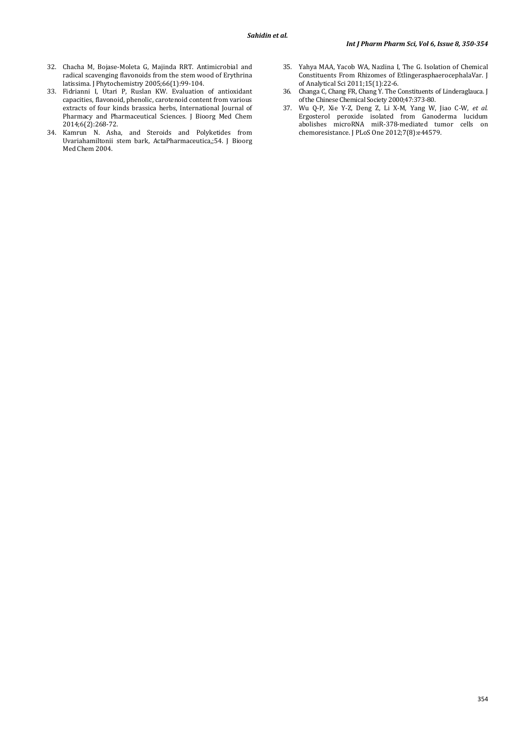32. Chacha M, Bojase-Moleta G, Majinda RRT. Antimicrobial and radical scavenging flavonoids from the stem wood of Erythrina latissima. J Phytochemistry 2005;66(1):99-104.
33. Fidrianni I, Utari P, Ruslan KW. Evaluation of antioxidant capacities, flavonoid, phenolic, carotenoid content from various extracts of four kinds brassica herbs, International Journal of Pharmacy and Pharmaceutical Sciences. J Bioorg Med Chem 2014;6(2):268-72.
34. Kamrun N. Asha, and Steroids and Polyketides from Uvariahamiltonii stem bark, ActaPharmaceutica,;54. J Bioorg Med Chem 2004.
35. Yahya MAA, Yacob WA, Nazlina I, The G. Isolation of Chemical Constituents From Rhizomes of EtlingerasphaerocephalaVar. J of Analytical Sci 2011;15(1):22-6.
36. Changa C, Chang FR, Chang Y. The Constituents of Linderaglauca. J of the Chinese Chemical Society 2000;47:373-80.
37. Wu Q-P, Xie Y-Z, Deng Z, Li X-M, Yang W, Jiao C-W, *et al*. Ergosterol peroxide isolated from Ganoderma lucidum abolishes microRNA miR-378-mediated tumor cells on chemoresistance. J PLoS One 2012;7(8):e44579.